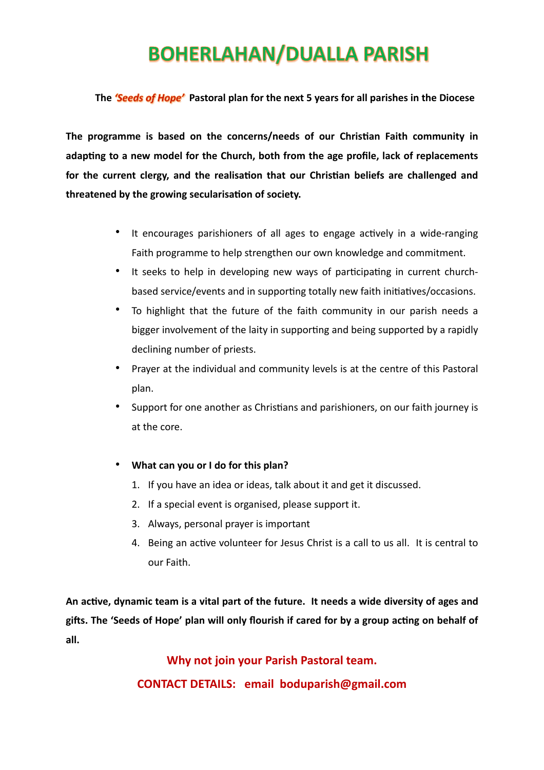# BOHERLAHAN/DUALLA PARISH

**The *'Seeds of Hope'* Pastoral plan for the next 5 years for all parishes in the Diocese**

**The programme is based on the concerns/needs of our Christian Faith community in adapting to a new model for the Church, both from the age profile, lack of replacements for the current clergy, and the realisation that our Christian beliefs are challenged and threatened by the growing secularisation of society.**

- It encourages parishioners of all ages to engage actively in a wide-ranging Faith programme to help strengthen our own knowledge and commitment.
- It seeks to help in developing new ways of participating in current church-based service/events and in supporting totally new faith initiatives/occasions.
- To highlight that the future of the faith community in our parish needs a bigger involvement of the laity in supporting and being supported by a rapidly declining number of priests.
- Prayer at the individual and community levels is at the centre of this Pastoral plan.
- Support for one another as Christians and parishioners, on our faith journey is at the core.

- **What can you or I do for this plan?**
  1. If you have an idea or ideas, talk about it and get it discussed.
  2. If a special event is organised, please support it.
  3. Always, personal prayer is important
  4. Being an active volunteer for Jesus Christ is a call to us all. It is central to our Faith.

**An active, dynamic team is a vital part of the future. It needs a wide diversity of ages and gifts. The 'Seeds of Hope' plan will only flourish if cared for by a group acting on behalf of all.**

**Why not join your Parish Pastoral team.**

**CONTACT DETAILS: email boduparish@gmail.com**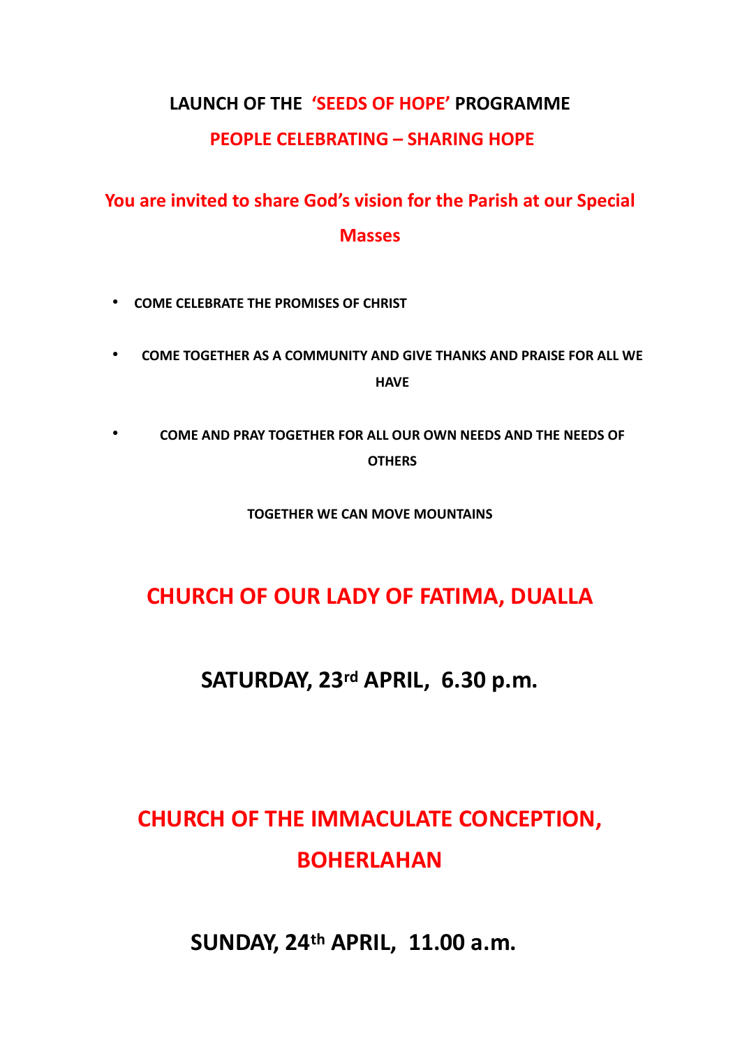# LAUNCH OF THE 'SEEDS OF HOPE' PROGRAMME

## PEOPLE CELEBRATING – SHARING HOPE

**You are invited to share God's vision for the Parish at our Special Masses**

- **COME CELEBRATE THE PROMISES OF CHRIST**
- **COME TOGETHER AS A COMMUNITY AND GIVE THANKS AND PRAISE FOR ALL WE HAVE**
- **COME AND PRAY TOGETHER FOR ALL OUR OWN NEEDS AND THE NEEDS OF OTHERS**

**TOGETHER WE CAN MOVE MOUNTAINS**

## CHURCH OF OUR LADY OF FATIMA, DUALLA

**SATURDAY, 23rd APRIL, 6.30 p.m.**

## CHURCH OF THE IMMACULATE CONCEPTION, BOHERLAHAN

**SUNDAY, 24th APRIL, 11.00 a.m.**